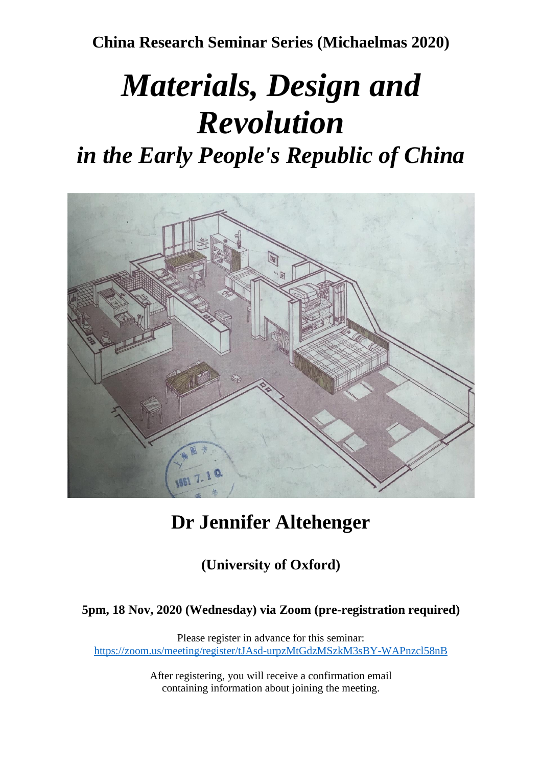**China Research Seminar Series (Michaelmas 2020)**

# *Materials, Design and Revolution*

## *in the Early People's Republic of China*

## Dr Jennifer Altehenger

**(University of Oxford)**

**5pm, 18 Nov, 2020 (Wednesday) via Zoom (pre-registration required)**

Please register in advance for this seminar:
https://zoom.us/meeting/register/tJAsd-urpzMtGdzMSzkM3sBY-WAPnzcl58nB

After registering, you will receive a confirmation email containing information about joining the meeting.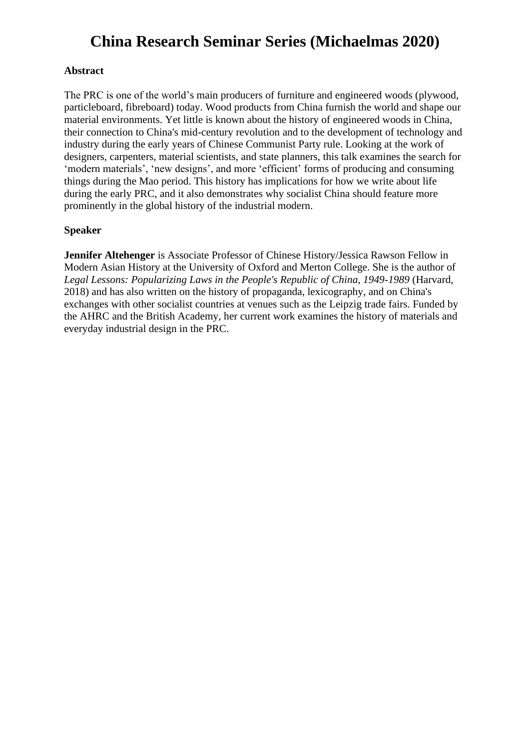# China Research Seminar Series (Michaelmas 2020)

**Abstract**

The PRC is one of the world's main producers of furniture and engineered woods (plywood, particleboard, fibreboard) today. Wood products from China furnish the world and shape our material environments. Yet little is known about the history of engineered woods in China, their connection to China's mid-century revolution and to the development of technology and industry during the early years of Chinese Communist Party rule. Looking at the work of designers, carpenters, material scientists, and state planners, this talk examines the search for 'modern materials', 'new designs', and more 'efficient' forms of producing and consuming things during the Mao period. This history has implications for how we write about life during the early PRC, and it also demonstrates why socialist China should feature more prominently in the global history of the industrial modern.

**Speaker**

**Jennifer Altehenger** is Associate Professor of Chinese History/Jessica Rawson Fellow in Modern Asian History at the University of Oxford and Merton College. She is the author of *Legal Lessons: Popularizing Laws in the People's Republic of China, 1949-1989* (Harvard, 2018) and has also written on the history of propaganda, lexicography, and on China's exchanges with other socialist countries at venues such as the Leipzig trade fairs. Funded by the AHRC and the British Academy, her current work examines the history of materials and everyday industrial design in the PRC.